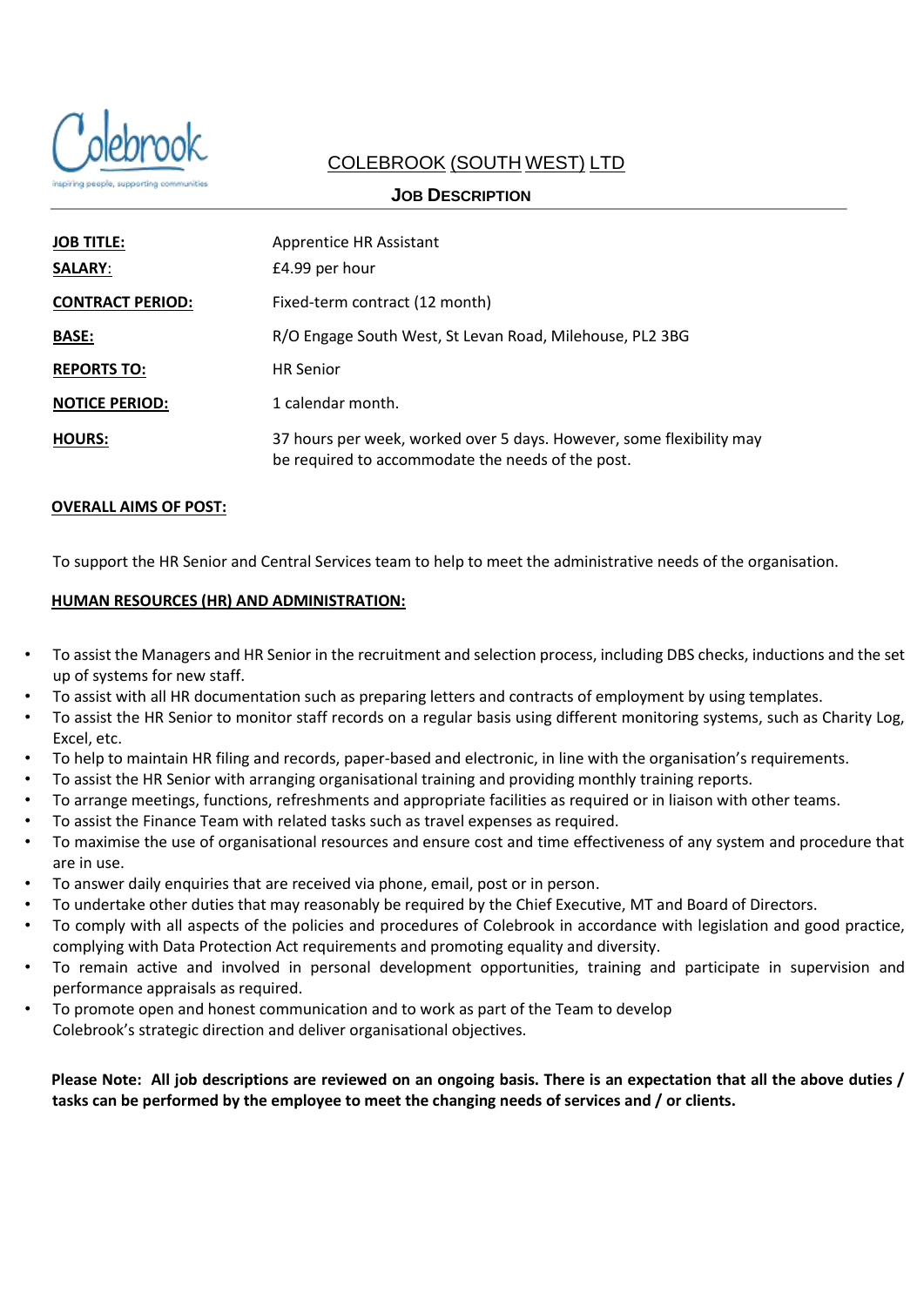Colebrook
inspiring people, supporting communities

# COLEBROOK (SOUTH WEST) LTD

## JOB DESCRIPTION

| | |
|---|---|
| **JOB TITLE:** | Apprentice HR Assistant |
| **SALARY:** | £4.99 per hour |
| **CONTRACT PERIOD:** | Fixed-term contract (12 month) |
| **BASE:** | R/O Engage South West, St Levan Road, Milehouse, PL2 3BG |
| **REPORTS TO:** | HR Senior |
| **NOTICE PERIOD:** | 1 calendar month. |
| **HOURS:** | 37 hours per week, worked over 5 days. However, some flexibility may be required to accommodate the needs of the post. |

### OVERALL AIMS OF POST:

To support the HR Senior and Central Services team to help to meet the administrative needs of the organisation.

### HUMAN RESOURCES (HR) AND ADMINISTRATION:

- To assist the Managers and HR Senior in the recruitment and selection process, including DBS checks, inductions and the set up of systems for new staff.
- To assist with all HR documentation such as preparing letters and contracts of employment by using templates.
- To assist the HR Senior to monitor staff records on a regular basis using different monitoring systems, such as Charity Log, Excel, etc.
- To help to maintain HR filing and records, paper-based and electronic, in line with the organisation's requirements.
- To assist the HR Senior with arranging organisational training and providing monthly training reports.
- To arrange meetings, functions, refreshments and appropriate facilities as required or in liaison with other teams.
- To assist the Finance Team with related tasks such as travel expenses as required.
- To maximise the use of organisational resources and ensure cost and time effectiveness of any system and procedure that are in use.
- To answer daily enquiries that are received via phone, email, post or in person.
- To undertake other duties that may reasonably be required by the Chief Executive, MT and Board of Directors.
- To comply with all aspects of the policies and procedures of Colebrook in accordance with legislation and good practice, complying with Data Protection Act requirements and promoting equality and diversity.
- To remain active and involved in personal development opportunities, training and participate in supervision and performance appraisals as required.
- To promote open and honest communication and to work as part of the Team to develop Colebrook's strategic direction and deliver organisational objectives.

**Please Note: All job descriptions are reviewed on an ongoing basis. There is an expectation that all the above duties / tasks can be performed by the employee to meet the changing needs of services and / or clients.**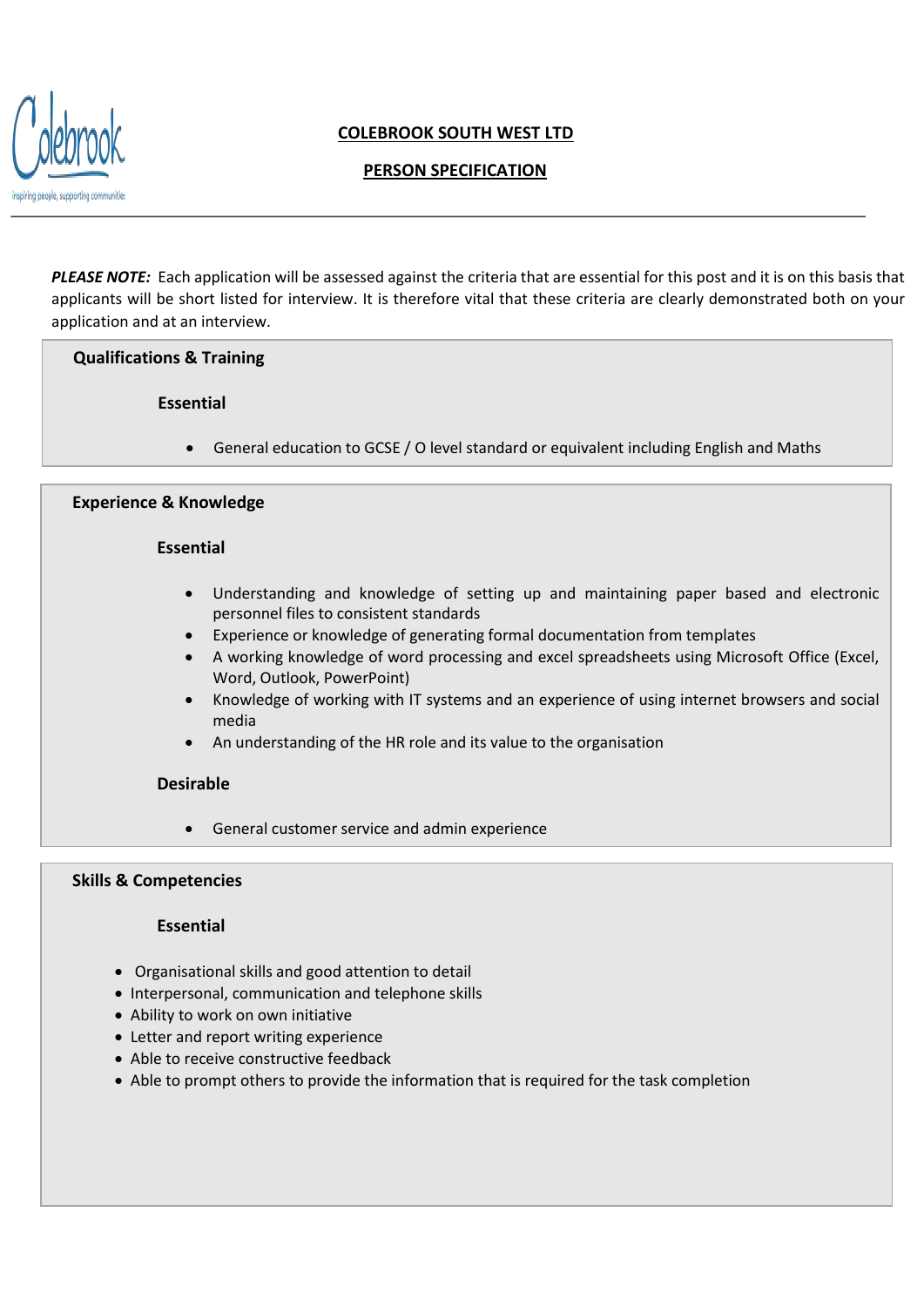**COLEBROOK SOUTH WEST LTD**

**PERSON SPECIFICATION**

***PLEASE NOTE:*** Each application will be assessed against the criteria that are essential for this post and it is on this basis that applicants will be short listed for interview. It is therefore vital that these criteria are clearly demonstrated both on your application and at an interview.

## Qualifications & Training

### Essential

- General education to GCSE / O level standard or equivalent including English and Maths

## Experience & Knowledge

### Essential

- Understanding and knowledge of setting up and maintaining paper based and electronic personnel files to consistent standards
- Experience or knowledge of generating formal documentation from templates
- A working knowledge of word processing and excel spreadsheets using Microsoft Office (Excel, Word, Outlook, PowerPoint)
- Knowledge of working with IT systems and an experience of using internet browsers and social media
- An understanding of the HR role and its value to the organisation

### Desirable

- General customer service and admin experience

## Skills & Competencies

### Essential

- Organisational skills and good attention to detail
- Interpersonal, communication and telephone skills
- Ability to work on own initiative
- Letter and report writing experience
- Able to receive constructive feedback
- Able to prompt others to provide the information that is required for the task completion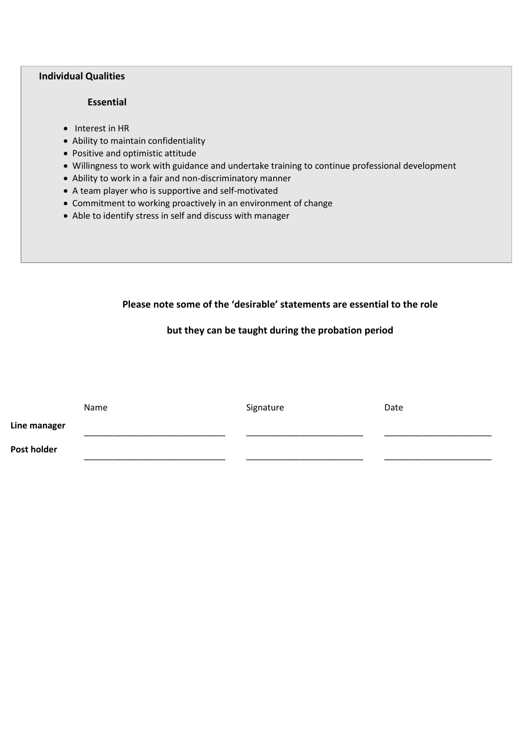**Individual Qualities**

**Essential**

- Interest in HR
- Ability to maintain confidentiality
- Positive and optimistic attitude
- Willingness to work with guidance and undertake training to continue professional development
- Ability to work in a fair and non-discriminatory manner
- A team player who is supportive and self-motivated
- Commitment to working proactively in an environment of change
- Able to identify stress in self and discuss with manager

**Please note some of the 'desirable' statements are essential to the role**

**but they can be taught during the probation period**

| | Name | Signature | Date |
|---|---|---|---|
| **Line manager** | ____________________________ | _______________________ | _____________________ |
| **Post holder** | ____________________________ | _______________________ | _____________________ |